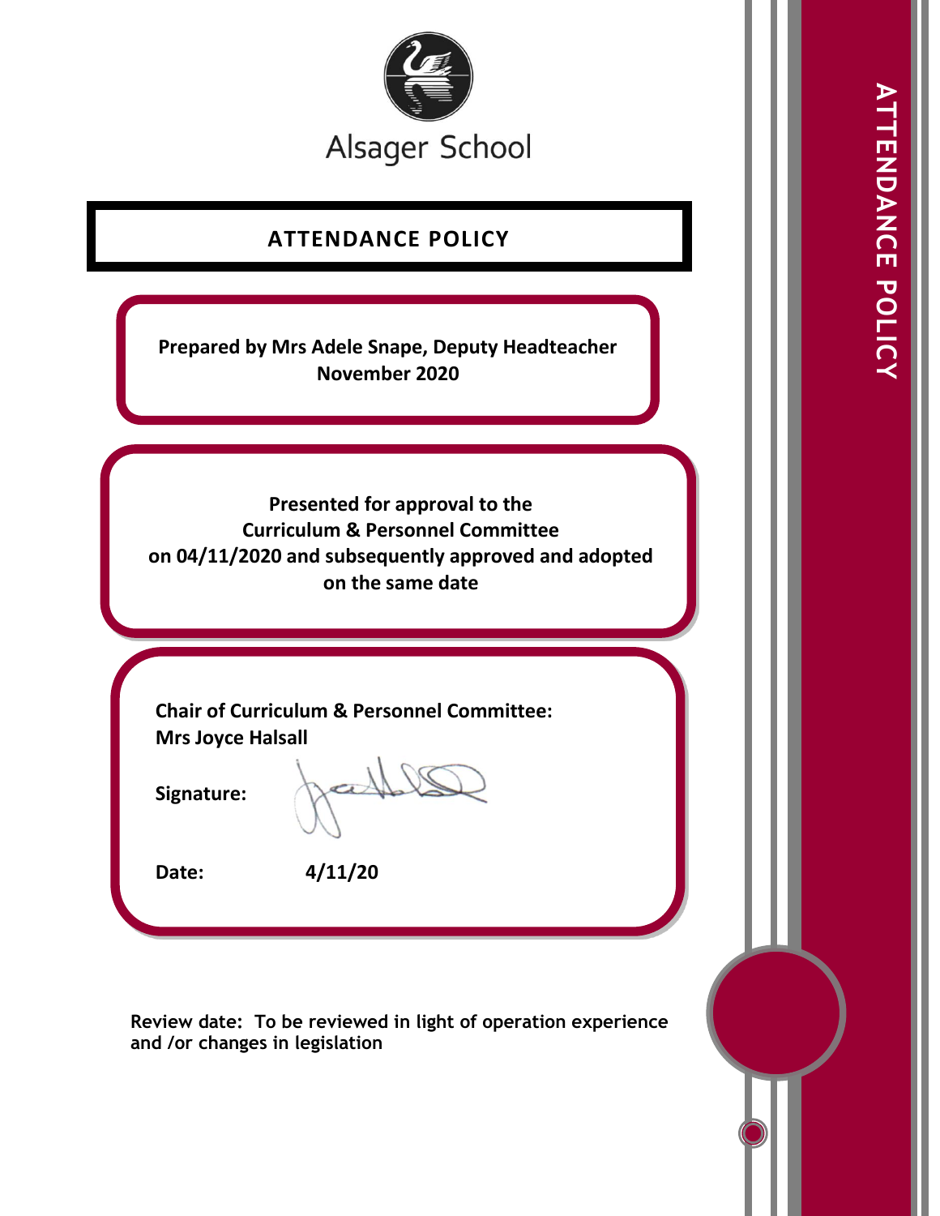Alsager School

# ATTENDANCE POLICY

**Prepared by Mrs Adele Snape, Deputy Headteacher**
**November 2020**

**Presented for approval to the Curriculum & Personnel Committee on 04/11/2020 and subsequently approved and adopted on the same date**

**Chair of Curriculum & Personnel Committee:**
**Mrs Joyce Halsall**

**Signature:**

**Date:** **4/11/20**

**Review date: To be reviewed in light of operation experience and /or changes in legislation**

ATTENDANCE POLICY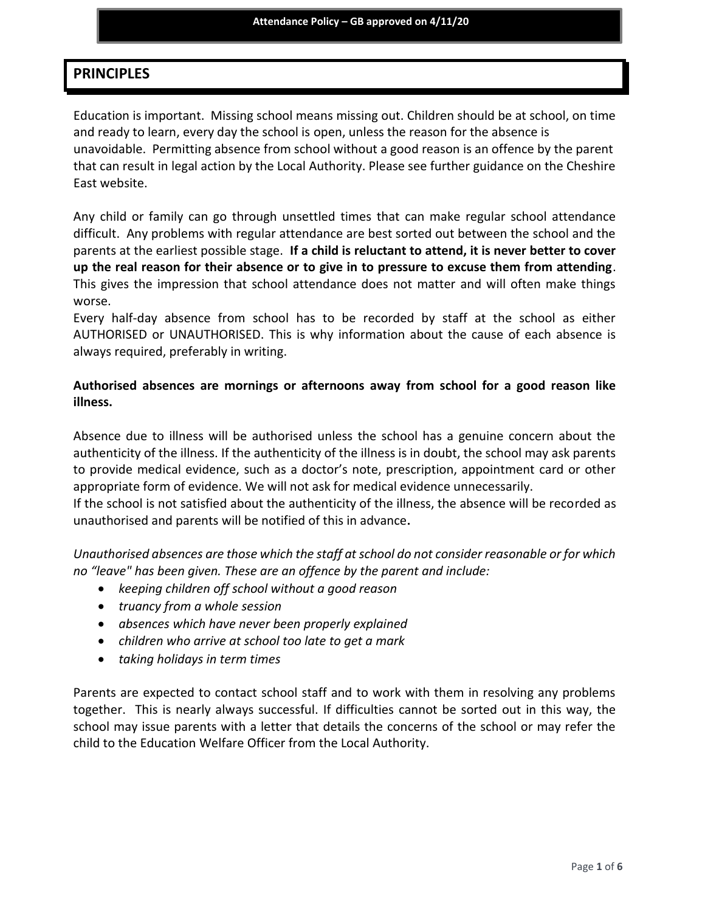## PRINCIPLES

Education is important. Missing school means missing out. Children should be at school, on time and ready to learn, every day the school is open, unless the reason for the absence is unavoidable. Permitting absence from school without a good reason is an offence by the parent that can result in legal action by the Local Authority. Please see further guidance on the Cheshire East website.

Any child or family can go through unsettled times that can make regular school attendance difficult. Any problems with regular attendance are best sorted out between the school and the parents at the earliest possible stage. **If a child is reluctant to attend, it is never better to cover up the real reason for their absence or to give in to pressure to excuse them from attending**. This gives the impression that school attendance does not matter and will often make things worse.

Every half-day absence from school has to be recorded by staff at the school as either AUTHORISED or UNAUTHORISED. This is why information about the cause of each absence is always required, preferably in writing.

**Authorised absences are mornings or afternoons away from school for a good reason like illness.**

Absence due to illness will be authorised unless the school has a genuine concern about the authenticity of the illness. If the authenticity of the illness is in doubt, the school may ask parents to provide medical evidence, such as a doctor's note, prescription, appointment card or other appropriate form of evidence. We will not ask for medical evidence unnecessarily.

If the school is not satisfied about the authenticity of the illness, the absence will be recorded as unauthorised and parents will be notified of this in advance**.**

*Unauthorised absences are those which the staff at school do not consider reasonable or for which no "leave" has been given. These are an offence by the parent and include:*

- *keeping children off school without a good reason*
- *truancy from a whole session*
- *absences which have never been properly explained*
- *children who arrive at school too late to get a mark*
- *taking holidays in term times*

Parents are expected to contact school staff and to work with them in resolving any problems together. This is nearly always successful. If difficulties cannot be sorted out in this way, the school may issue parents with a letter that details the concerns of the school or may refer the child to the Education Welfare Officer from the Local Authority.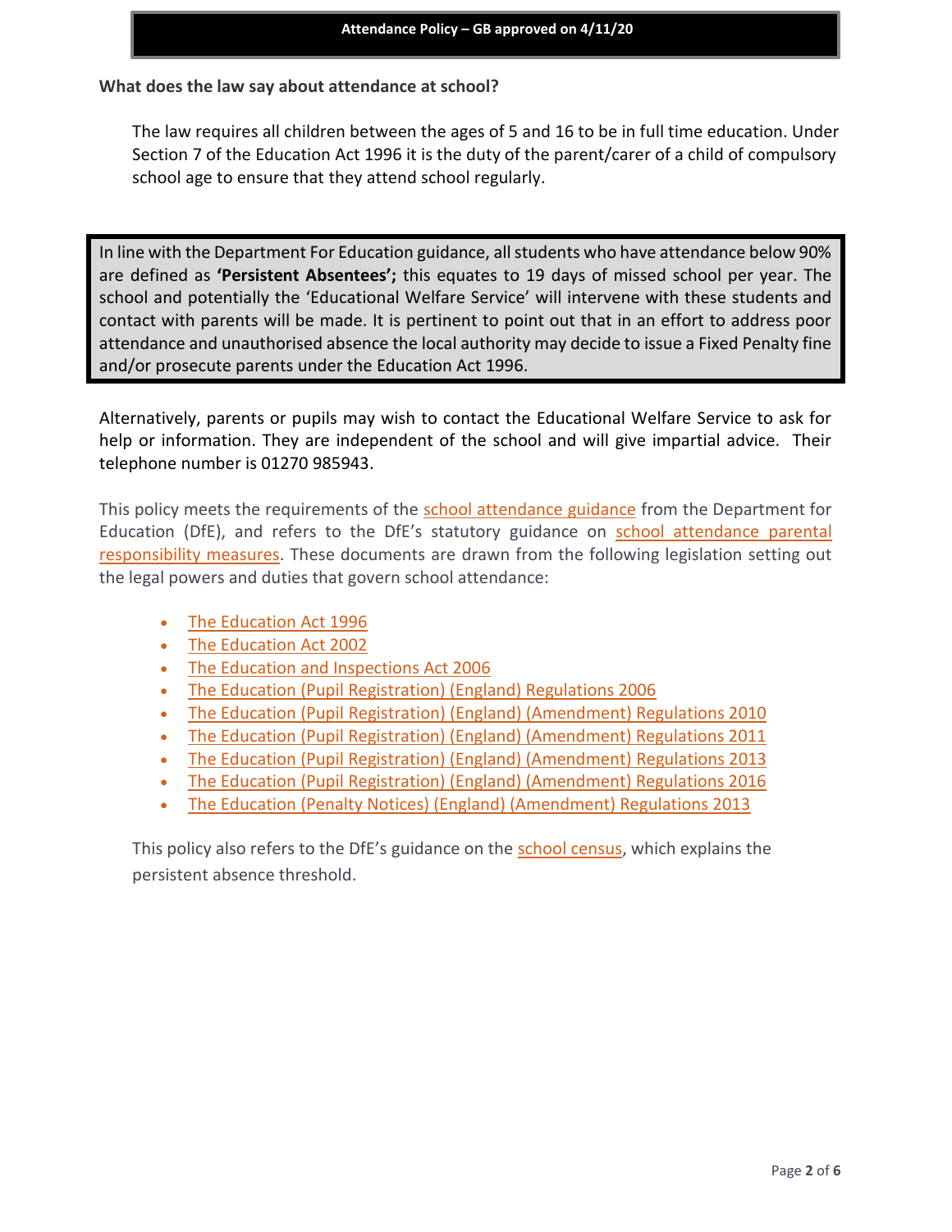**What does the law say about attendance at school?**

The law requires all children between the ages of 5 and 16 to be in full time education. Under Section 7 of the Education Act 1996 it is the duty of the parent/carer of a child of compulsory school age to ensure that they attend school regularly.

In line with the Department For Education guidance, all students who have attendance below 90% are defined as **'Persistent Absentees';** this equates to 19 days of missed school per year. The school and potentially the 'Educational Welfare Service' will intervene with these students and contact with parents will be made. It is pertinent to point out that in an effort to address poor attendance and unauthorised absence the local authority may decide to issue a Fixed Penalty fine and/or prosecute parents under the Education Act 1996.

Alternatively, parents or pupils may wish to contact the Educational Welfare Service to ask for help or information. They are independent of the school and will give impartial advice. Their telephone number is 01270 985943.

This policy meets the requirements of the school attendance guidance from the Department for Education (DfE), and refers to the DfE's statutory guidance on school attendance parental responsibility measures. These documents are drawn from the following legislation setting out the legal powers and duties that govern school attendance:

- The Education Act 1996
- The Education Act 2002
- The Education and Inspections Act 2006
- The Education (Pupil Registration) (England) Regulations 2006
- The Education (Pupil Registration) (England) (Amendment) Regulations 2010
- The Education (Pupil Registration) (England) (Amendment) Regulations 2011
- The Education (Pupil Registration) (England) (Amendment) Regulations 2013
- The Education (Pupil Registration) (England) (Amendment) Regulations 2016
- The Education (Penalty Notices) (England) (Amendment) Regulations 2013

This policy also refers to the DfE's guidance on the school census, which explains the persistent absence threshold.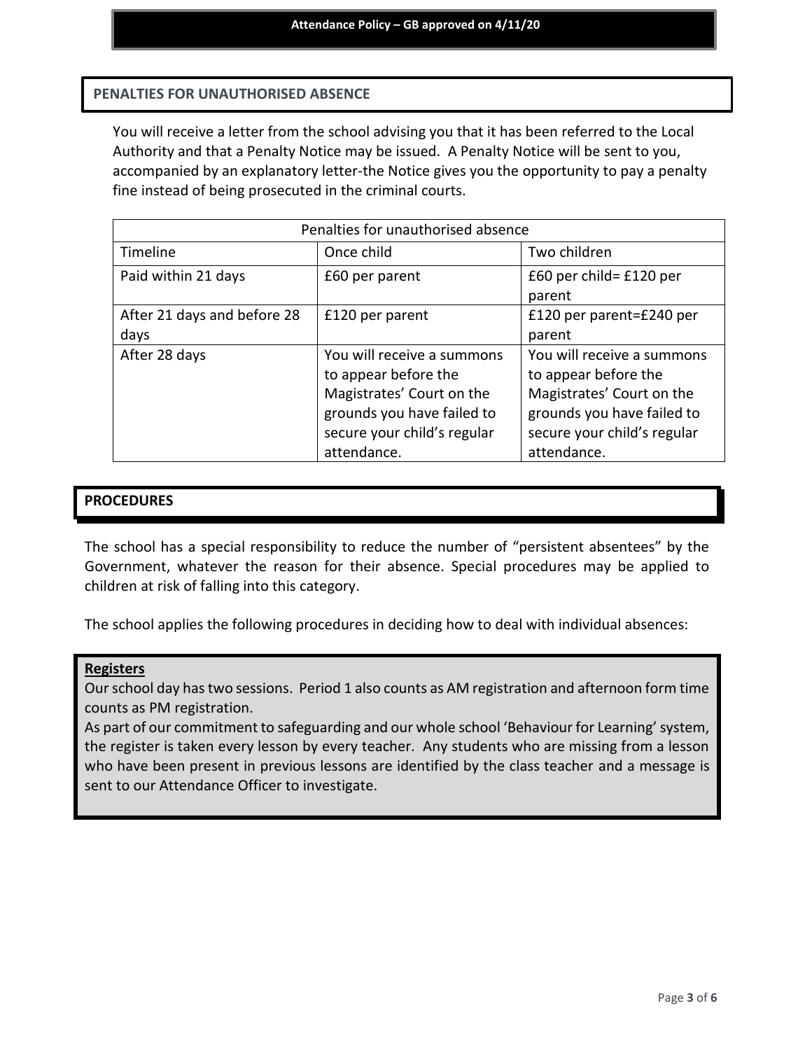## PENALTIES FOR UNAUTHORISED ABSENCE

You will receive a letter from the school advising you that it has been referred to the Local Authority and that a Penalty Notice may be issued. A Penalty Notice will be sent to you, accompanied by an explanatory letter-the Notice gives you the opportunity to pay a penalty fine instead of being prosecuted in the criminal courts.

| Penalties for unauthorised absence | | |
|---|---|---|
| Timeline | Once child | Two children |
| Paid within 21 days | £60 per parent | £60 per child= £120 per parent |
| After 21 days and before 28 days | £120 per parent | £120 per parent=£240 per parent |
| After 28 days | You will receive a summons to appear before the Magistrates' Court on the grounds you have failed to secure your child's regular attendance. | You will receive a summons to appear before the Magistrates' Court on the grounds you have failed to secure your child's regular attendance. |

## PROCEDURES

The school has a special responsibility to reduce the number of "persistent absentees" by the Government, whatever the reason for their absence. Special procedures may be applied to children at risk of falling into this category.

The school applies the following procedures in deciding how to deal with individual absences:

**Registers**

Our school day has two sessions. Period 1 also counts as AM registration and afternoon form time counts as PM registration.

As part of our commitment to safeguarding and our whole school 'Behaviour for Learning' system, the register is taken every lesson by every teacher. Any students who are missing from a lesson who have been present in previous lessons are identified by the class teacher and a message is sent to our Attendance Officer to investigate.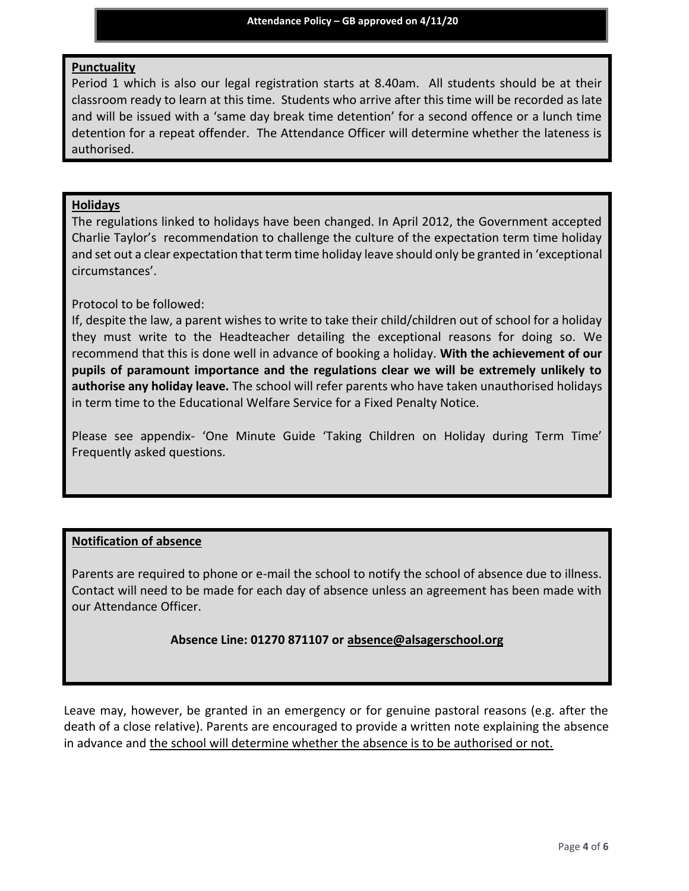## Punctuality

Period 1 which is also our legal registration starts at 8.40am. All students should be at their classroom ready to learn at this time. Students who arrive after this time will be recorded as late and will be issued with a 'same day break time detention' for a second offence or a lunch time detention for a repeat offender. The Attendance Officer will determine whether the lateness is authorised.

## Holidays

The regulations linked to holidays have been changed. In April 2012, the Government accepted Charlie Taylor's recommendation to challenge the culture of the expectation term time holiday and set out a clear expectation that term time holiday leave should only be granted in 'exceptional circumstances'.

Protocol to be followed:

If, despite the law, a parent wishes to write to take their child/children out of school for a holiday they must write to the Headteacher detailing the exceptional reasons for doing so. We recommend that this is done well in advance of booking a holiday. **With the achievement of our pupils of paramount importance and the regulations clear we will be extremely unlikely to authorise any holiday leave.** The school will refer parents who have taken unauthorised holidays in term time to the Educational Welfare Service for a Fixed Penalty Notice.

Please see appendix- 'One Minute Guide 'Taking Children on Holiday during Term Time' Frequently asked questions.

## Notification of absence

Parents are required to phone or e-mail the school to notify the school of absence due to illness. Contact will need to be made for each day of absence unless an agreement has been made with our Attendance Officer.

**Absence Line: 01270 871107 or absence@alsagerschool.org**

Leave may, however, be granted in an emergency or for genuine pastoral reasons (e.g. after the death of a close relative). Parents are encouraged to provide a written note explaining the absence in advance and the school will determine whether the absence is to be authorised or not.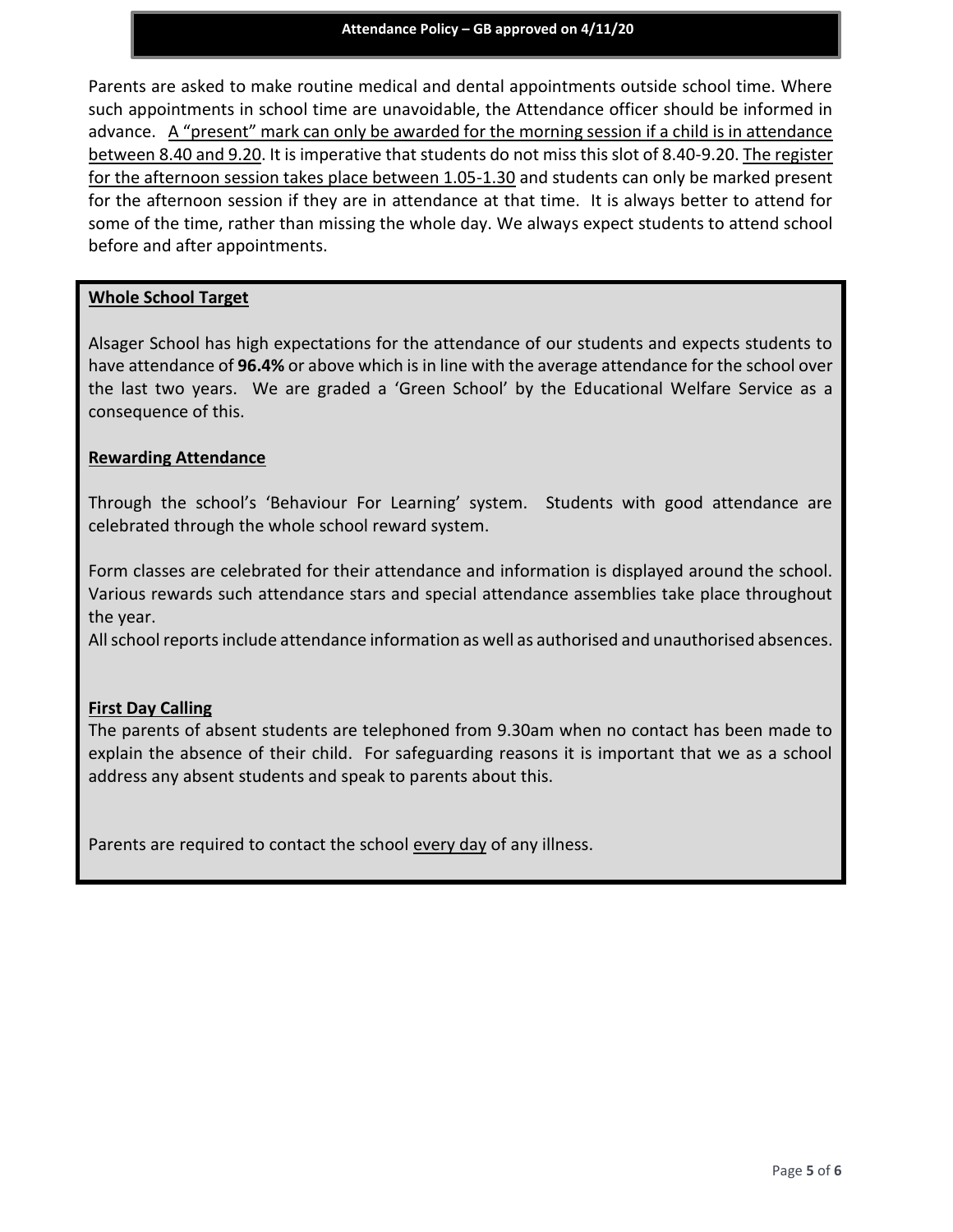Parents are asked to make routine medical and dental appointments outside school time. Where such appointments in school time are unavoidable, the Attendance officer should be informed in advance. A "present" mark can only be awarded for the morning session if a child is in attendance between 8.40 and 9.20. It is imperative that students do not miss this slot of 8.40-9.20. The register for the afternoon session takes place between 1.05-1.30 and students can only be marked present for the afternoon session if they are in attendance at that time. It is always better to attend for some of the time, rather than missing the whole day. We always expect students to attend school before and after appointments.

## Whole School Target

Alsager School has high expectations for the attendance of our students and expects students to have attendance of **96.4%** or above which is in line with the average attendance for the school over the last two years. We are graded a 'Green School' by the Educational Welfare Service as a consequence of this.

## Rewarding Attendance

Through the school's 'Behaviour For Learning' system. Students with good attendance are celebrated through the whole school reward system.

Form classes are celebrated for their attendance and information is displayed around the school. Various rewards such attendance stars and special attendance assemblies take place throughout the year.

All school reports include attendance information as well as authorised and unauthorised absences.

## First Day Calling

The parents of absent students are telephoned from 9.30am when no contact has been made to explain the absence of their child. For safeguarding reasons it is important that we as a school address any absent students and speak to parents about this.

Parents are required to contact the school every day of any illness.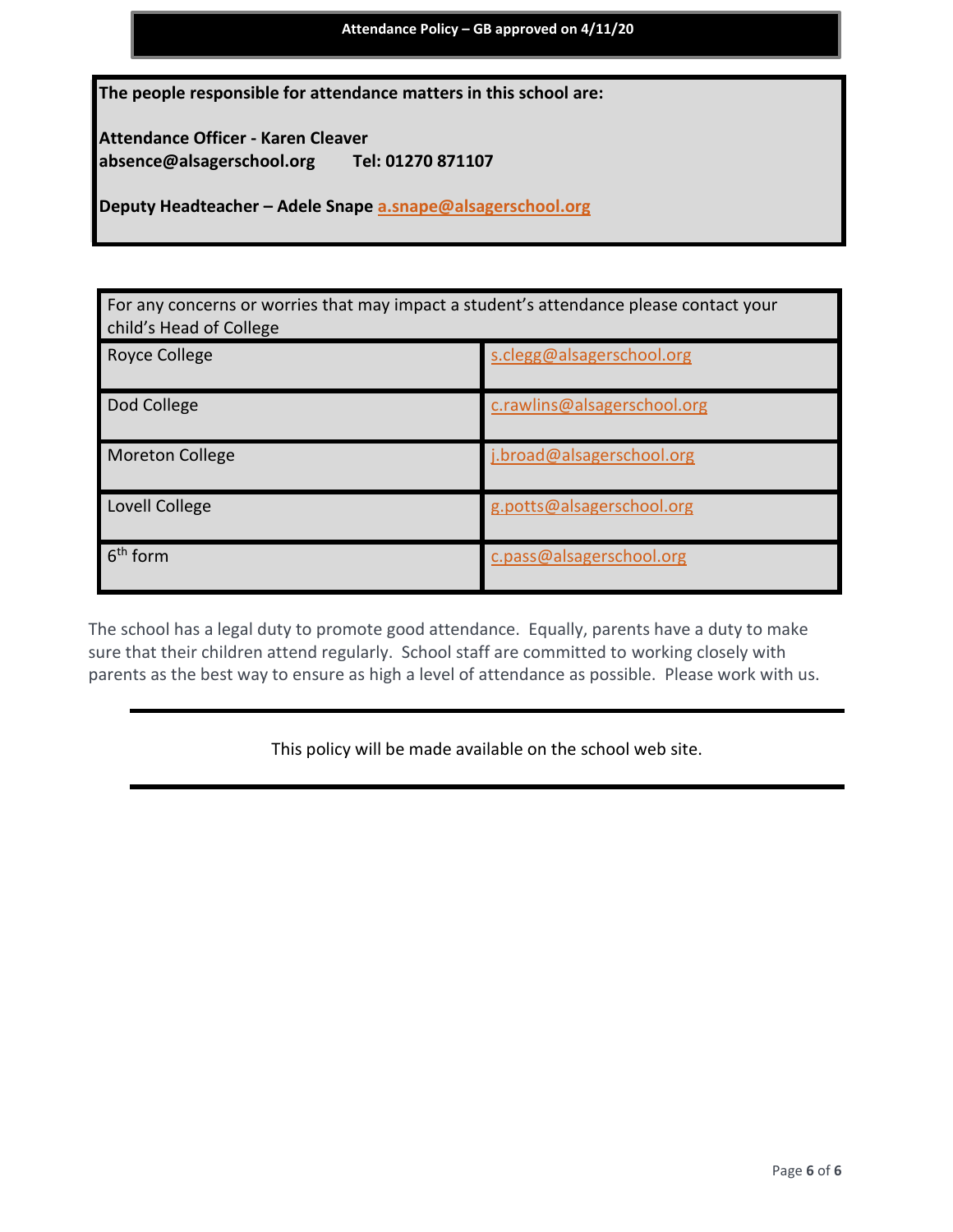**Attendance Policy – GB approved on 4/11/20**

**The people responsible for attendance matters in this school are:**

**Attendance Officer - Karen Cleaver**
**absence@alsagerschool.org Tel: 01270 871107**

**Deputy Headteacher – Adele Snape a.snape@alsagerschool.org**

| For any concerns or worries that may impact a student's attendance please contact your child's Head of College | |
|---|---|
| Royce College | s.clegg@alsagerschool.org |
| Dod College | c.rawlins@alsagerschool.org |
| Moreton College | j.broad@alsagerschool.org |
| Lovell College | g.potts@alsagerschool.org |
| 6th form | c.pass@alsagerschool.org |

The school has a legal duty to promote good attendance. Equally, parents have a duty to make sure that their children attend regularly. School staff are committed to working closely with parents as the best way to ensure as high a level of attendance as possible. Please work with us.

This policy will be made available on the school web site.